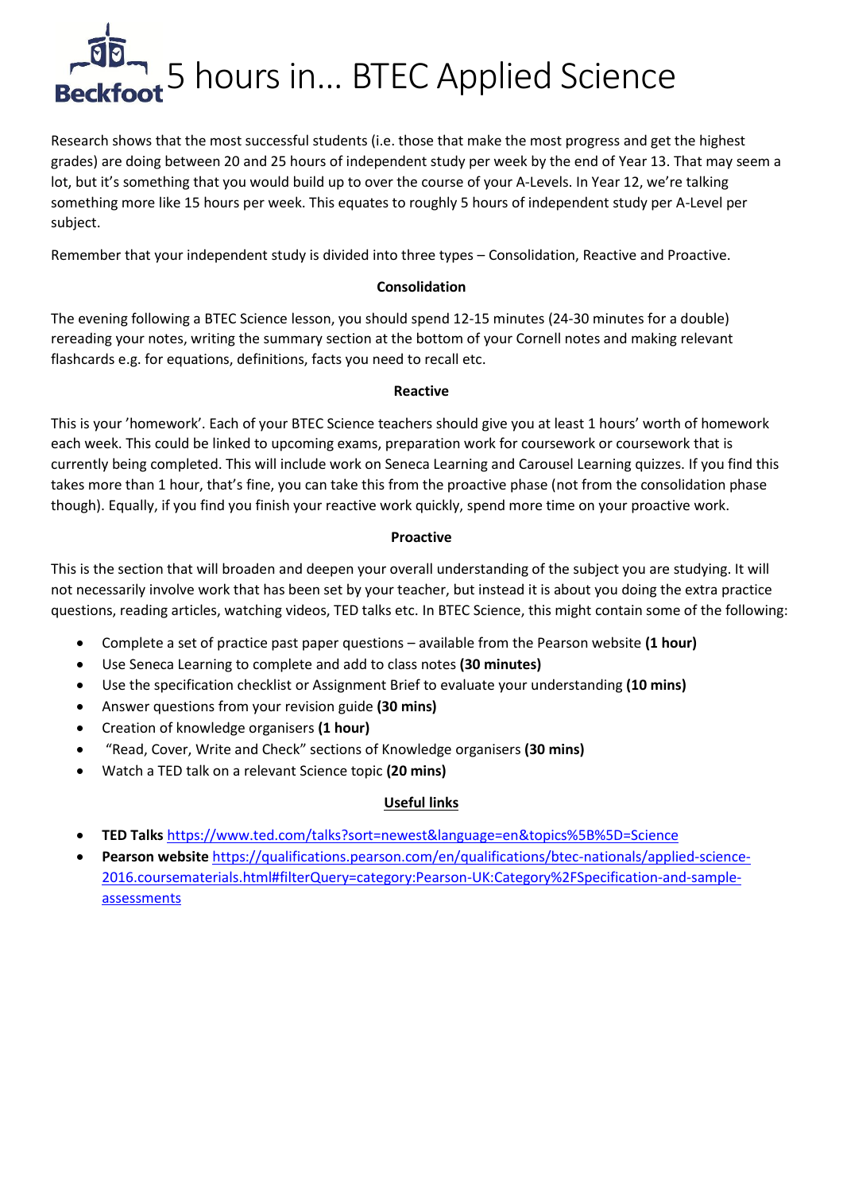# 5 hours in… BTEC Applied Science

Research shows that the most successful students (i.e. those that make the most progress and get the highest grades) are doing between 20 and 25 hours of independent study per week by the end of Year 13. That may seem a lot, but it's something that you would build up to over the course of your A-Levels. In Year 12, we're talking something more like 15 hours per week. This equates to roughly 5 hours of independent study per A-Level per subject.

Remember that your independent study is divided into three types – Consolidation, Reactive and Proactive.

**Consolidation**

The evening following a BTEC Science lesson, you should spend 12-15 minutes (24-30 minutes for a double) rereading your notes, writing the summary section at the bottom of your Cornell notes and making relevant flashcards e.g. for equations, definitions, facts you need to recall etc.

**Reactive**

This is your 'homework'. Each of your BTEC Science teachers should give you at least 1 hours' worth of homework each week. This could be linked to upcoming exams, preparation work for coursework or coursework that is currently being completed. This will include work on Seneca Learning and Carousel Learning quizzes. If you find this takes more than 1 hour, that's fine, you can take this from the proactive phase (not from the consolidation phase though). Equally, if you find you finish your reactive work quickly, spend more time on your proactive work.

**Proactive**

This is the section that will broaden and deepen your overall understanding of the subject you are studying. It will not necessarily involve work that has been set by your teacher, but instead it is about you doing the extra practice questions, reading articles, watching videos, TED talks etc. In BTEC Science, this might contain some of the following:

- Complete a set of practice past paper questions – available from the Pearson website **(1 hour)**
- Use Seneca Learning to complete and add to class notes **(30 minutes)**
- Use the specification checklist or Assignment Brief to evaluate your understanding **(10 mins)**
- Answer questions from your revision guide **(30 mins)**
- Creation of knowledge organisers **(1 hour)**
- "Read, Cover, Write and Check" sections of Knowledge organisers **(30 mins)**
- Watch a TED talk on a relevant Science topic **(20 mins)**

**Useful links**

- **TED Talks** https://www.ted.com/talks?sort=newest&language=en&topics%5B%5D=Science
- **Pearson website** https://qualifications.pearson.com/en/qualifications/btec-nationals/applied-science-2016.coursematerials.html#filterQuery=category:Pearson-UK:Category%2FSpecification-and-sample-assessments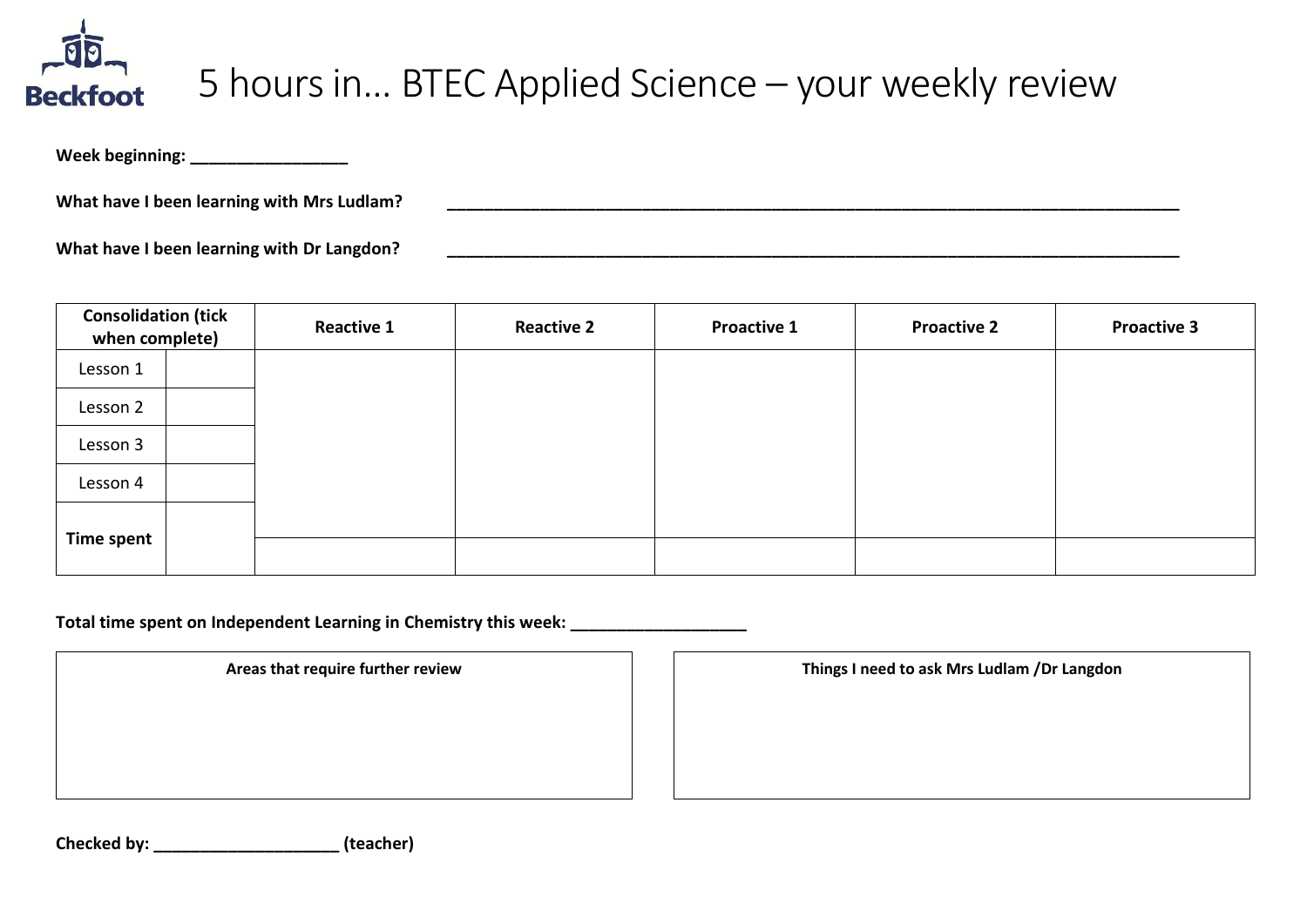# 5 hours in… BTEC Applied Science – your weekly review

**Week beginning:** _________________

**What have I been learning with Mrs Ludlam?** _________________________________________________________________________________

**What have I been learning with Dr Langdon?** _________________________________________________________________________________

| Consolidation (tick when complete) | | Reactive 1 | Reactive 2 | Proactive 1 | Proactive 2 | Proactive 3 |
|---|---|---|---|---|---|---|
| Lesson 1 | | | | | | |
| Lesson 2 | | | | | | |
| Lesson 3 | | | | | | |
| Lesson 4 | | | | | | |
| **Time spent** | | | | | | |

**Total time spent on Independent Learning in Chemistry this week:** ___________________

| **Areas that require further review** | **Things I need to ask Mrs Ludlam /Dr Langdon** |
|---|---|
| | |

**Checked by:** ____________________ **(teacher)**